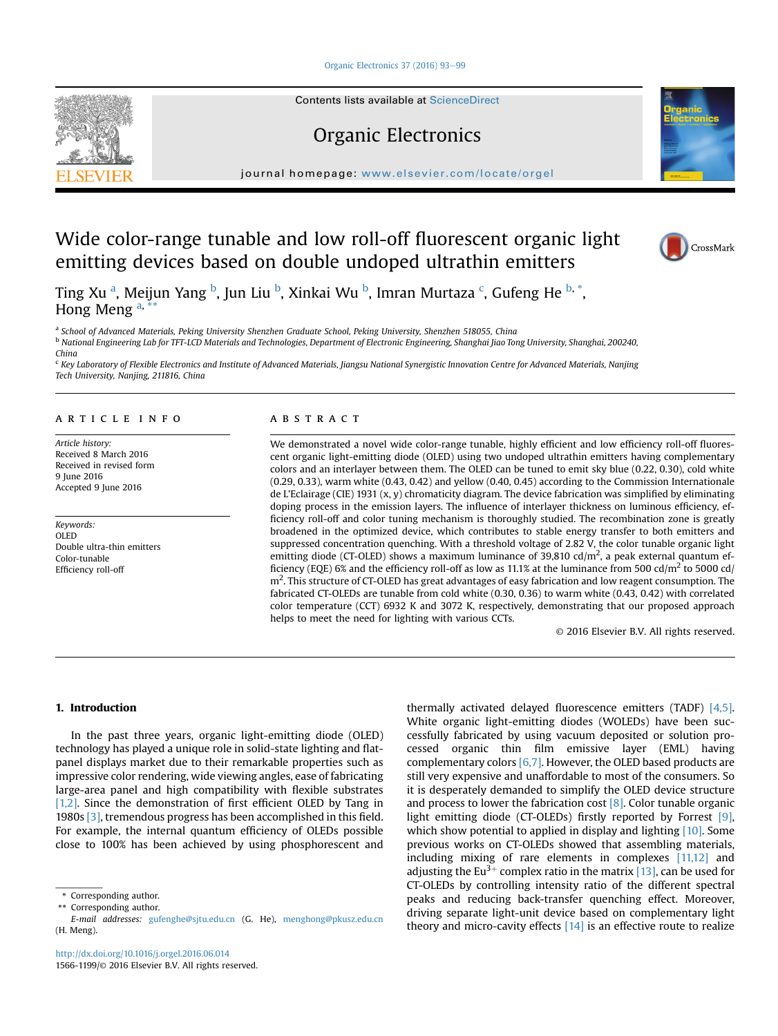# Wide color-range tunable and low roll-off fluorescent organic light emitting devices based on double undoped ultrathin emitters

Ting Xu [a], Meijun Yang [b], Jun Liu [b], Xinkai Wu [b], Imran Murtaza [c], Gufeng He [b,*], Hong Meng [a,**]

[a] School of Advanced Materials, Peking University Shenzhen Graduate School, Peking University, Shenzhen 518055, China

[b] National Engineering Lab for TFT-LCD Materials and Technologies, Department of Electronic Engineering, Shanghai Jiao Tong University, Shanghai, 200240, China

[c] Key Laboratory of Flexible Electronics and Institute of Advanced Materials, Jiangsu National Synergistic Innovation Centre for Advanced Materials, Nanjing Tech University, Nanjing, 211816, China

## ARTICLE INFO

*Article history:*
Received 8 March 2016
Received in revised form 9 June 2016
Accepted 9 June 2016

*Keywords:*
OLED
Double ultra-thin emitters
Color-tunable
Efficiency roll-off

## ABSTRACT

We demonstrated a novel wide color-range tunable, highly efficient and low efficiency roll-off fluorescent organic light-emitting diode (OLED) using two undoped ultrathin emitters having complementary colors and an interlayer between them. The OLED can be tuned to emit sky blue (0.22, 0.30), cold white (0.29, 0.33), warm white (0.43, 0.42) and yellow (0.40, 0.45) according to the Commission Internationale de L'Eclairage (CIE) 1931 (x, y) chromaticity diagram. The device fabrication was simplified by eliminating doping process in the emission layers. The influence of interlayer thickness on luminous efficiency, efficiency roll-off and color tuning mechanism is thoroughly studied. The recombination zone is greatly broadened in the optimized device, which contributes to stable energy transfer to both emitters and suppressed concentration quenching. With a threshold voltage of 2.82 V, the color tunable organic light emitting diode (CT-OLED) shows a maximum luminance of 39,810 cd/m$^2$, a peak external quantum efficiency (EQE) 6% and the efficiency roll-off as low as 11.1% at the luminance from 500 cd/m$^2$ to 5000 cd/m$^2$. This structure of CT-OLED has great advantages of easy fabrication and low reagent consumption. The fabricated CT-OLEDs are tunable from cold white (0.30, 0.36) to warm white (0.43, 0.42) with correlated color temperature (CCT) 6932 K and 3072 K, respectively, demonstrating that our proposed approach helps to meet the need for lighting with various CCTs.

© 2016 Elsevier B.V. All rights reserved.

## 1. Introduction

In the past three years, organic light-emitting diode (OLED) technology has played a unique role in solid-state lighting and flat-panel displays market due to their remarkable properties such as impressive color rendering, wide viewing angles, ease of fabricating large-area panel and high compatibility with flexible substrates [1,2]. Since the demonstration of first efficient OLED by Tang in 1980s [3], tremendous progress has been accomplished in this field. For example, the internal quantum efficiency of OLEDs possible close to 100% has been achieved by using phosphorescent and thermally activated delayed fluorescence emitters (TADF) [4,5]. White organic light-emitting diodes (WOLEDs) have been successfully fabricated by using vacuum deposited or solution processed organic thin film emissive layer (EML) having complementary colors [6,7]. However, the OLED based products are still very expensive and unaffordable to most of the consumers. So it is desperately demanded to simplify the OLED device structure and process to lower the fabrication cost [8]. Color tunable organic light emitting diode (CT-OLEDs) firstly reported by Forrest [9], which show potential to applied in display and lighting [10]. Some previous works on CT-OLEDs showed that assembling materials, including mixing of rare elements in complexes [11,12] and adjusting the $Eu^{3+}$ complex ratio in the matrix [13], can be used for CT-OLEDs by controlling intensity ratio of the different spectral peaks and reducing back-transfer quenching effect. Moreover, driving separate light-unit device based on complementary light theory and micro-cavity effects [14] is an effective route to realize

\* Corresponding author.
\*\* Corresponding author.
*E-mail addresses:* gufenghe@sjtu.edu.cn (G. He), menghong@pkusz.edu.cn (H. Meng).

http://dx.doi.org/10.1016/j.orgel.2016.06.014
1566-1199/© 2016 Elsevier B.V. All rights reserved.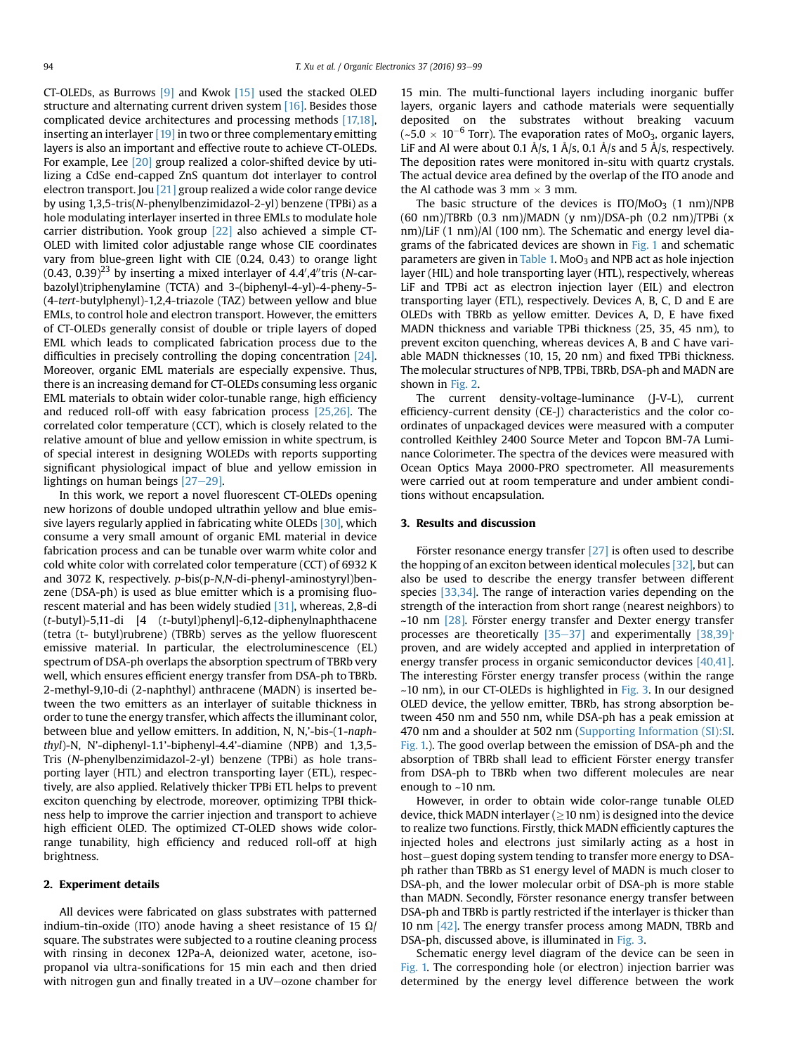CT-OLEDs, as Burrows [9] and Kwok [15] used the stacked OLED structure and alternating current driven system [16]. Besides those complicated device architectures and processing methods [17,18], inserting an interlayer [19] in two or three complementary emitting layers is also an important and effective route to achieve CT-OLEDs. For example, Lee [20] group realized a color-shifted device by utilizing a CdSe end-capped ZnS quantum dot interlayer to control electron transport. Jou [21] group realized a wide color range device by using 1,3,5-tris(*N*-phenylbenzimidazol-2-yl) benzene (TPBi) as a hole modulating interlayer inserted in three EMLs to modulate hole carrier distribution. Yook group [22] also achieved a simple CT-OLED with limited color adjustable range whose CIE coordinates vary from blue-green light with CIE (0.24, 0.43) to orange light (0.43, 0.39)[23] by inserting a mixed interlayer of 4.4′,4″tris (*N*-carbazolyl)triphenylamine (TCTA) and 3-(biphenyl-4-yl)-4-pheny-5-(4-*tert*-butylphenyl)-1,2,4-triazole (TAZ) between yellow and blue EMLs, to control hole and electron transport. However, the emitters of CT-OLEDs generally consist of double or triple layers of doped EML which leads to complicated fabrication process due to the difficulties in precisely controlling the doping concentration [24]. Moreover, organic EML materials are especially expensive. Thus, there is an increasing demand for CT-OLEDs consuming less organic EML materials to obtain wider color-tunable range, high efficiency and reduced roll-off with easy fabrication process [25,26]. The correlated color temperature (CCT), which is closely related to the relative amount of blue and yellow emission in white spectrum, is of special interest in designing WOLEDs with reports supporting significant physiological impact of blue and yellow emission in lightings on human beings [27–29].

In this work, we report a novel fluorescent CT-OLEDs opening new horizons of double undoped ultrathin yellow and blue emissive layers regularly applied in fabricating white OLEDs [30], which consume a very small amount of organic EML material in device fabrication process and can be tunable over warm white color and cold white color with correlated color temperature (CCT) of 6932 K and 3072 K, respectively. *p*-bis(p-*N*,*N*-di-phenyl-aminostyryl)benzene (DSA-ph) is used as blue emitter which is a promising fluorescent material and has been widely studied [31], whereas, 2,8-di (*t*-butyl)-5,11-di [4 (*t*-butyl)phenyl]-6,12-diphenylnaphthacene (tetra (t- butyl)rubrene) (TBRb) serves as the yellow fluorescent emissive material. In particular, the electroluminescence (EL) spectrum of DSA-ph overlaps the absorption spectrum of TBRb very well, which ensures efficient energy transfer from DSA-ph to TBRb. 2-methyl-9,10-di (2-naphthyl) anthracene (MADN) is inserted between the two emitters as an interlayer of suitable thickness in order to tune the energy transfer, which affects the illuminant color, between blue and yellow emitters. In addition, N, N,'-bis-(1-*naphthyl*)-N, N'-diphenyl-1.1'-biphenyl-4.4'-diamine (NPB) and 1,3,5-Tris (*N*-phenylbenzimidazol-2-yl) benzene (TPBi) as hole transporting layer (HTL) and electron transporting layer (ETL), respectively, are also applied. Relatively thicker TPBi ETL helps to prevent exciton quenching by electrode, moreover, optimizing TPBI thickness help to improve the carrier injection and transport to achieve high efficient OLED. The optimized CT-OLED shows wide color-range tunability, high efficiency and reduced roll-off at high brightness.

## 2. Experiment details

All devices were fabricated on glass substrates with patterned indium-tin-oxide (ITO) anode having a sheet resistance of 15 Ω/square. The substrates were subjected to a routine cleaning process with rinsing in deconex 12Pa-A, deionized water, acetone, isopropanol via ultra-sonifications for 15 min each and then dried with nitrogen gun and finally treated in a UV–ozone chamber for 15 min. The multi-functional layers including inorganic buffer layers, organic layers and cathode materials were sequentially deposited on the substrates without breaking vacuum (~$5.0 \times 10^{-6}$ Torr). The evaporation rates of $MoO_3$, organic layers, LiF and Al were about 0.1 Å/s, 1 Å/s, 0.1 Å/s and 5 Å/s, respectively. The deposition rates were monitored in-situ with quartz crystals. The actual device area defined by the overlap of the ITO anode and the Al cathode was 3 mm × 3 mm.

The basic structure of the devices is ITO/$MoO_3$ (1 nm)/NPB (60 nm)/TBRb (0.3 nm)/MADN (y nm)/DSA-ph (0.2 nm)/TPBi (x nm)/LiF (1 nm)/Al (100 nm). The Schematic and energy level diagrams of the fabricated devices are shown in Fig. 1 and schematic parameters are given in Table 1. $MoO_3$ and NPB act as hole injection layer (HIL) and hole transporting layer (HTL), respectively, whereas LiF and TPBi act as electron injection layer (EIL) and electron transporting layer (ETL), respectively. Devices A, B, C, D and E are OLEDs with TBRb as yellow emitter. Devices A, D, E have fixed MADN thickness and variable TPBi thickness (25, 35, 45 nm), to prevent exciton quenching, whereas devices A, B and C have variable MADN thicknesses (10, 15, 20 nm) and fixed TPBi thickness. The molecular structures of NPB, TPBi, TBRb, DSA-ph and MADN are shown in Fig. 2.

The current density-voltage-luminance (J-V-L), current efficiency-current density (CE-J) characteristics and the color coordinates of unpackaged devices were measured with a computer controlled Keithley 2400 Source Meter and Topcon BM-7A Luminance Colorimeter. The spectra of the devices were measured with Ocean Optics Maya 2000-PRO spectrometer. All measurements were carried out at room temperature and under ambient conditions without encapsulation.

## 3. Results and discussion

Förster resonance energy transfer [27] is often used to describe the hopping of an exciton between identical molecules [32], but can also be used to describe the energy transfer between different species [33,34]. The range of interaction varies depending on the strength of the interaction from short range (nearest neighbors) to ~10 nm [28]. Förster energy transfer and Dexter energy transfer processes are theoretically [35–37] and experimentally [38,39]· proven, and are widely accepted and applied in interpretation of energy transfer process in organic semiconductor devices [40,41]. The interesting Förster energy transfer process (within the range ~10 nm), in our CT-OLEDs is highlighted in Fig. 3. In our designed OLED device, the yellow emitter, TBRb, has strong absorption between 450 nm and 550 nm, while DSA-ph has a peak emission at 470 nm and a shoulder at 502 nm (Supporting Information (SI):SI. Fig. 1.). The good overlap between the emission of DSA-ph and the absorption of TBRb shall lead to efficient Förster energy transfer from DSA-ph to TBRb when two different molecules are near enough to ~10 nm.

However, in order to obtain wide color-range tunable OLED device, thick MADN interlayer (≥10 nm) is designed into the device to realize two functions. Firstly, thick MADN efficiently captures the injected holes and electrons just similarly acting as a host in host–guest doping system tending to transfer more energy to DSA-ph rather than TBRb as S1 energy level of MADN is much closer to DSA-ph, and the lower molecular orbit of DSA-ph is more stable than MADN. Secondly, Förster resonance energy transfer between DSA-ph and TBRb is partly restricted if the interlayer is thicker than 10 nm [42]. The energy transfer process among MADN, TBRb and DSA-ph, discussed above, is illuminated in Fig. 3.

Schematic energy level diagram of the device can be seen in Fig. 1. The corresponding hole (or electron) injection barrier was determined by the energy level difference between the work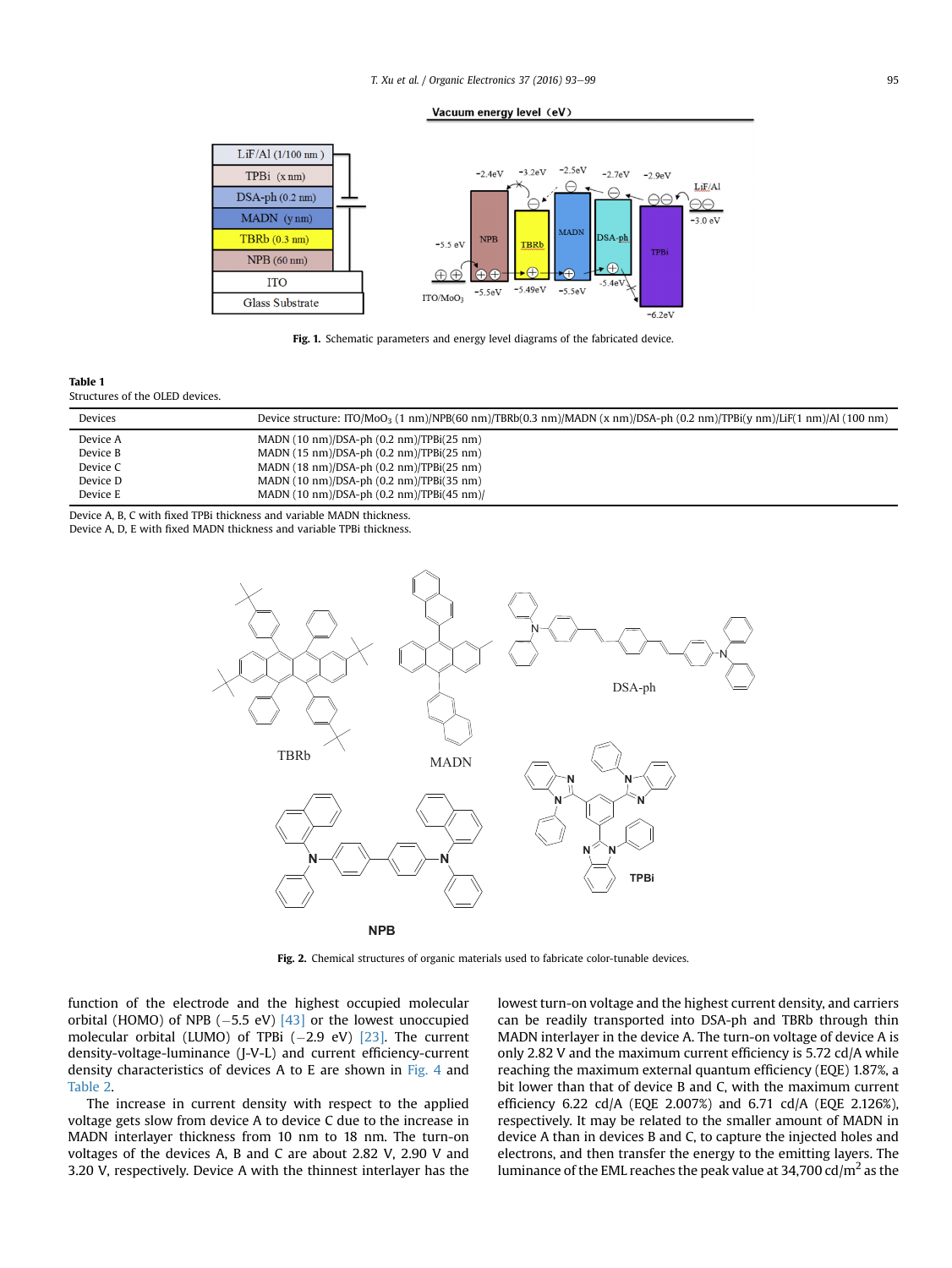Fig. 1. Schematic parameters and energy level diagrams of the fabricated device.

**Table 1**
Structures of the OLED devices.

| Devices | Device structure: ITO/$MoO_3$ (1 nm)/NPB(60 nm)/TBRb(0.3 nm)/MADN (x nm)/DSA-ph (0.2 nm)/TPBi(y nm)/LiF(1 nm)/Al (100 nm) |
|---|---|
| Device A | MADN (10 nm)/DSA-ph (0.2 nm)/TPBi(25 nm) |
| Device B | MADN (15 nm)/DSA-ph (0.2 nm)/TPBi(25 nm) |
| Device C | MADN (18 nm)/DSA-ph (0.2 nm)/TPBi(25 nm) |
| Device D | MADN (10 nm)/DSA-ph (0.2 nm)/TPBi(35 nm) |
| Device E | MADN (10 nm)/DSA-ph (0.2 nm)/TPBi(45 nm)/ |

Device A, B, C with fixed TPBi thickness and variable MADN thickness.
Device A, D, E with fixed MADN thickness and variable TPBi thickness.

Fig. 2. Chemical structures of organic materials used to fabricate color-tunable devices.

function of the electrode and the highest occupied molecular orbital (HOMO) of NPB (−5.5 eV) [43] or the lowest unoccupied molecular orbital (LUMO) of TPBi (−2.9 eV) [23]. The current density-voltage-luminance (J-V-L) and current efficiency-current density characteristics of devices A to E are shown in Fig. 4 and Table 2.

The increase in current density with respect to the applied voltage gets slow from device A to device C due to the increase in MADN interlayer thickness from 10 nm to 18 nm. The turn-on voltages of the devices A, B and C are about 2.82 V, 2.90 V and 3.20 V, respectively. Device A with the thinnest interlayer has the lowest turn-on voltage and the highest current density, and carriers can be readily transported into DSA-ph and TBRb through thin MADN interlayer in the device A. The turn-on voltage of device A is only 2.82 V and the maximum current efficiency is 5.72 cd/A while reaching the maximum external quantum efficiency (EQE) 1.87%, a bit lower than that of device B and C, with the maximum current efficiency 6.22 cd/A (EQE 2.007%) and 6.71 cd/A (EQE 2.126%), respectively. It may be related to the smaller amount of MADN in device A than in devices B and C, to capture the injected holes and electrons, and then transfer the energy to the emitting layers. The luminance of the EML reaches the peak value at 34,700 cd/$m^2$ as the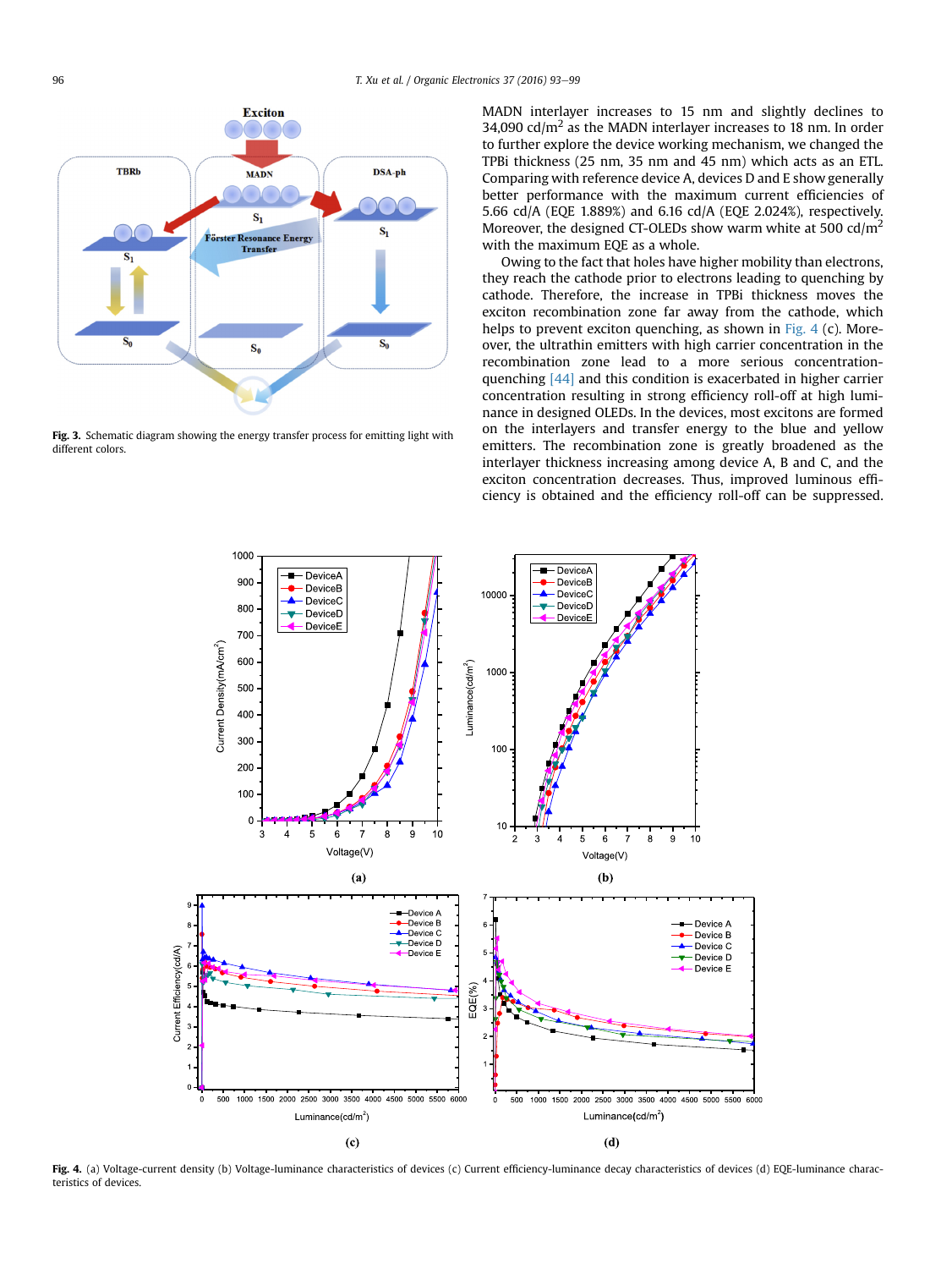Fig. 3. Schematic diagram showing the energy transfer process for emitting light with different colors.

MADN interlayer increases to 15 nm and slightly declines to 34,090 cd/m$^2$ as the MADN interlayer increases to 18 nm. In order to further explore the device working mechanism, we changed the TPBi thickness (25 nm, 35 nm and 45 nm) which acts as an ETL. Comparing with reference device A, devices D and E show generally better performance with the maximum current efficiencies of 5.66 cd/A (EQE 1.889%) and 6.16 cd/A (EQE 2.024%), respectively. Moreover, the designed CT-OLEDs show warm white at 500 cd/m$^2$ with the maximum EQE as a whole.

Owing to the fact that holes have higher mobility than electrons, they reach the cathode prior to electrons leading to quenching by cathode. Therefore, the increase in TPBi thickness moves the exciton recombination zone far away from the cathode, which helps to prevent exciton quenching, as shown in Fig. 4 (c). Moreover, the ultrathin emitters with high carrier concentration in the recombination zone lead to a more serious concentration-quenching [44] and this condition is exacerbated in higher carrier concentration resulting in strong efficiency roll-off at high luminance in designed OLEDs. In the devices, most excitons are formed on the interlayers and transfer energy to the blue and yellow emitters. The recombination zone is greatly broadened as the interlayer thickness increasing among device A, B and C, and the exciton concentration decreases. Thus, improved luminous efficiency is obtained and the efficiency roll-off can be suppressed.

Fig. 4. (a) Voltage-current density (b) Voltage-luminance characteristics of devices (c) Current efficiency-luminance decay characteristics of devices (d) EQE-luminance characteristics of devices.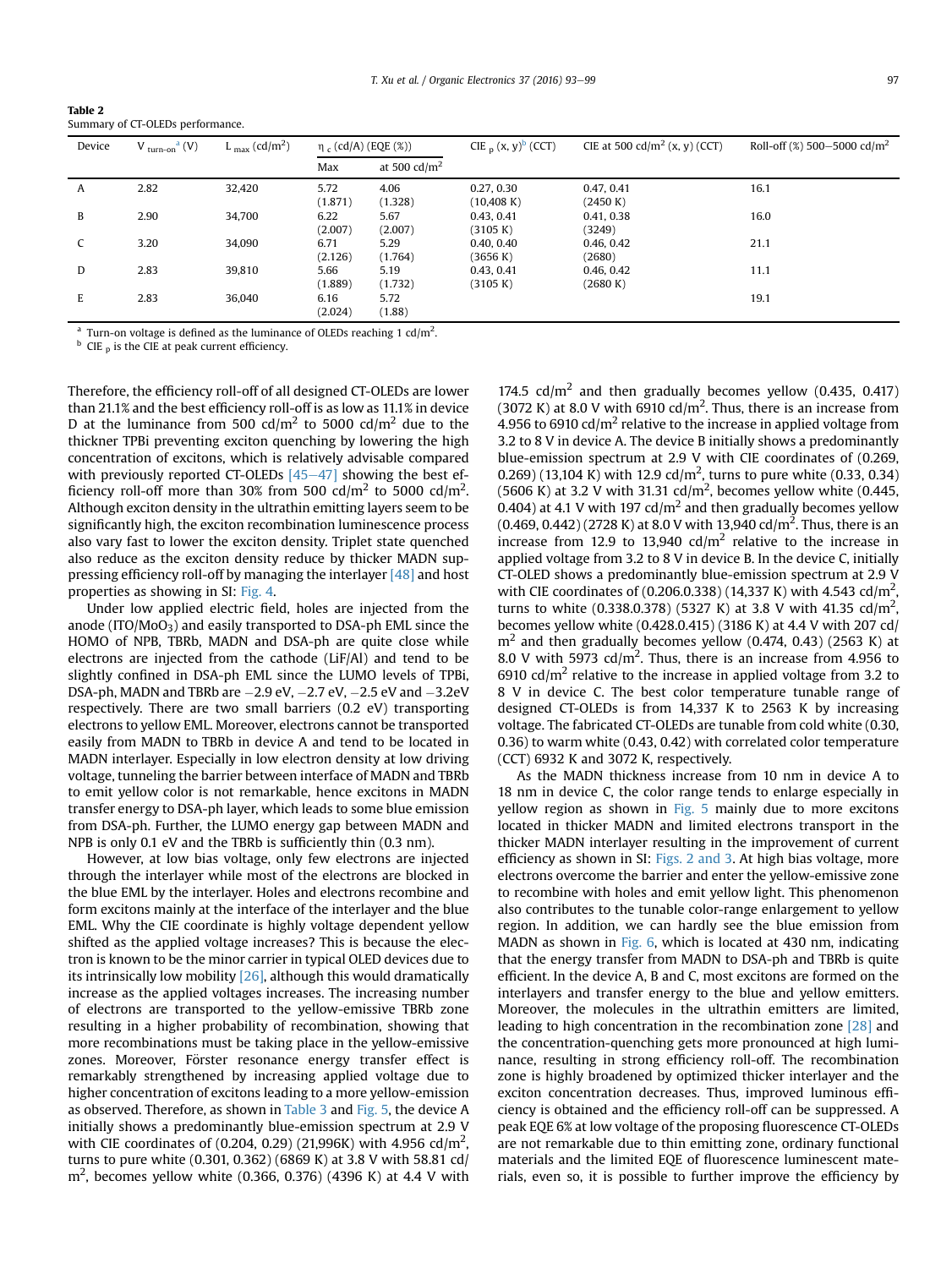**Table 2**
Summary of CT-OLEDs performance.

| Device | $V_{turn-on}$ [a] (V) | $L_{max}$ (cd/m$^2$) | $\eta_c$ (cd/A) (EQE (%)) | | CIE $_p$ (x, y)[b] (CCT) | CIE at 500 cd/m$^2$ (x, y) (CCT) | Roll-off (%) 500–5000 cd/m$^2$ |
|---|---|---|---|---|---|---|---|
| | | | Max | at 500 cd/m$^2$ | | | |
| A | 2.82 | 32,420 | 5.72 (1.871) | 4.06 (1.328) | 0.27, 0.30 (10,408 K) | 0.47, 0.41 (2450 K) | 16.1 |
| B | 2.90 | 34,700 | 6.22 (2.007) | 5.67 (2.007) | 0.43, 0.41 (3105 K) | 0.41, 0.38 (3249) | 16.0 |
| C | 3.20 | 34,090 | 6.71 (2.126) | 5.29 (1.764) | 0.40, 0.40 (3656 K) | 0.46, 0.42 (2680) | 21.1 |
| D | 2.83 | 39,810 | 5.66 (1.889) | 5.19 (1.732) | 0.43, 0.41 (3105 K) | 0.46, 0.42 (2680 K) | 11.1 |
| E | 2.83 | 36,040 | 6.16 (2.024) | 5.72 (1.88) | | | 19.1 |

[a] Turn-on voltage is defined as the luminance of OLEDs reaching 1 cd/m$^2$.
[b] CIE $_p$ is the CIE at peak current efficiency.

Therefore, the efficiency roll-off of all designed CT-OLEDs are lower than 21.1% and the best efficiency roll-off is as low as 11.1% in device D at the luminance from 500 cd/m$^2$ to 5000 cd/m$^2$ due to the thickner TPBi preventing exciton quenching by lowering the high concentration of excitons, which is relatively advisable compared with previously reported CT-OLEDs [45–47] showing the best efficiency roll-off more than 30% from 500 cd/m$^2$ to 5000 cd/m$^2$. Although exciton density in the ultrathin emitting layers seem to be significantly high, the exciton recombination luminescence process also vary fast to lower the exciton density. Triplet state quenched also reduce as the exciton density reduce by thicker MADN suppressing efficiency roll-off by managing the interlayer [48] and host properties as showing in SI: Fig. 4.

Under low applied electric field, holes are injected from the anode (ITO/$MoO_3$) and easily transported to DSA-ph EML since the HOMO of NPB, TBRb, MADN and DSA-ph are quite close while electrons are injected from the cathode (LiF/Al) and tend to be slightly confined in DSA-ph EML since the LUMO levels of TPBi, DSA-ph, MADN and TBRb are −2.9 eV, −2.7 eV, −2.5 eV and −3.2eV respectively. There are two small barriers (0.2 eV) transporting electrons to yellow EML. Moreover, electrons cannot be transported easily from MADN to TBRb in device A and tend to be located in MADN interlayer. Especially in low electron density at low driving voltage, tunneling the barrier between interface of MADN and TBRb to emit yellow color is not remarkable, hence excitons in MADN transfer energy to DSA-ph layer, which leads to some blue emission from DSA-ph. Further, the LUMO energy gap between MADN and NPB is only 0.1 eV and the TBRb is sufficiently thin (0.3 nm).

However, at low bias voltage, only few electrons are injected through the interlayer while most of the electrons are blocked in the blue EML by the interlayer. Holes and electrons recombine and form excitons mainly at the interface of the interlayer and the blue EML. Why the CIE coordinate is highly voltage dependent yellow shifted as the applied voltage increases? This is because the electron is known to be the minor carrier in typical OLED devices due to its intrinsically low mobility [26], although this would dramatically increase as the applied voltages increases. The increasing number of electrons are transported to the yellow-emissive TBRb zone resulting in a higher probability of recombination, showing that more recombinations must be taking place in the yellow-emissive zones. Moreover, Förster resonance energy transfer effect is remarkably strengthened by increasing applied voltage due to higher concentration of excitons leading to a more yellow-emission as observed. Therefore, as shown in Table 3 and Fig. 5, the device A initially shows a predominantly blue-emission spectrum at 2.9 V with CIE coordinates of (0.204, 0.29) (21,996K) with 4.956 cd/m$^2$, turns to pure white (0.301, 0.362) (6869 K) at 3.8 V with 58.81 cd/m$^2$, becomes yellow white (0.366, 0.376) (4396 K) at 4.4 V with 174.5 cd/m$^2$ and then gradually becomes yellow (0.435, 0.417) (3072 K) at 8.0 V with 6910 cd/m$^2$. Thus, there is an increase from 4.956 to 6910 cd/m$^2$ relative to the increase in applied voltage from 3.2 to 8 V in device A. The device B initially shows a predominantly blue-emission spectrum at 2.9 V with CIE coordinates of (0.269, 0.269) (13,104 K) with 12.9 cd/m$^2$, turns to pure white (0.33, 0.34) (5606 K) at 3.2 V with 31.31 cd/m$^2$, becomes yellow white (0.445, 0.404) at 4.1 V with 197 cd/m$^2$ and then gradually becomes yellow (0.469, 0.442) (2728 K) at 8.0 V with 13,940 cd/m$^2$. Thus, there is an increase from 12.9 to 13,940 cd/m$^2$ relative to the increase in applied voltage from 3.2 to 8 V in device B. In the device C, initially CT-OLED shows a predominantly blue-emission spectrum at 2.9 V with CIE coordinates of (0.206.0.338) (14,337 K) with 4.543 cd/m$^2$, turns to white (0.338.0.378) (5327 K) at 3.8 V with 41.35 cd/m$^2$, becomes yellow white (0.428.0.415) (3186 K) at 4.4 V with 207 cd/m$^2$ and then gradually becomes yellow (0.474, 0.43) (2563 K) at 8.0 V with 5973 cd/m$^2$. Thus, there is an increase from 4.956 to 6910 cd/m$^2$ relative to the increase in applied voltage from 3.2 to 8 V in device C. The best color temperature tunable range of designed CT-OLEDs is from 14,337 K to 2563 K by increasing voltage. The fabricated CT-OLEDs are tunable from cold white (0.30, 0.36) to warm white (0.43, 0.42) with correlated color temperature (CCT) 6932 K and 3072 K, respectively.

As the MADN thickness increase from 10 nm in device A to 18 nm in device C, the color range tends to enlarge especially in yellow region as shown in Fig. 5 mainly due to more excitons located in thicker MADN and limited electrons transport in the thicker MADN interlayer resulting in the improvement of current efficiency as shown in SI: Figs. 2 and 3. At high bias voltage, more electrons overcome the barrier and enter the yellow-emissive zone to recombine with holes and emit yellow light. This phenomenon also contributes to the tunable color-range enlargement to yellow region. In addition, we can hardly see the blue emission from MADN as shown in Fig. 6, which is located at 430 nm, indicating that the energy transfer from MADN to DSA-ph and TBRb is quite efficient. In the device A, B and C, most excitons are formed on the interlayers and transfer energy to the blue and yellow emitters. Moreover, the molecules in the ultrathin emitters are limited, leading to high concentration in the recombination zone [28] and the concentration-quenching gets more pronounced at high luminance, resulting in strong efficiency roll-off. The recombination zone is highly broadened by optimized thicker interlayer and the exciton concentration decreases. Thus, improved luminous efficiency is obtained and the efficiency roll-off can be suppressed. A peak EQE 6% at low voltage of the proposing fluorescence CT-OLEDs are not remarkable due to thin emitting zone, ordinary functional materials and the limited EQE of fluorescence luminescent materials, even so, it is possible to further improve the efficiency by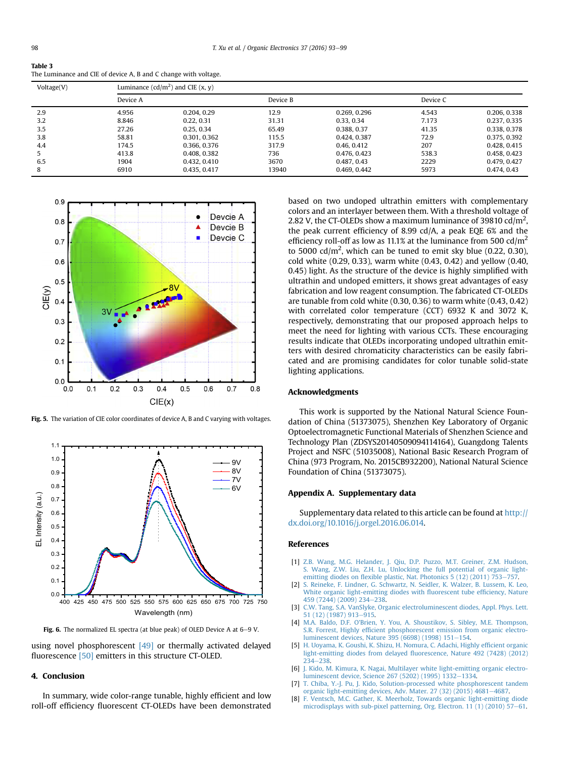**Table 3**
The Luminance and CIE of device A, B and C change with voltage.

| Voltage(V) | Luminance (cd/m$^2$) and CIE (x, y) | | | | | |
|---|---|---|---|---|---|---|
| | Device A | | Device B | | Device C | |
| 2.9 | 4.956 | 0.204, 0.29 | 12.9 | 0.269, 0.296 | 4.543 | 0.206, 0.338 |
| 3.2 | 8.846 | 0.22, 0.31 | 31.31 | 0.33, 0.34 | 7.173 | 0.237, 0.335 |
| 3.5 | 27.26 | 0.25, 0.34 | 65.49 | 0.388, 0.37 | 41.35 | 0.338, 0.378 |
| 3.8 | 58.81 | 0.301, 0.362 | 115.5 | 0.424, 0.387 | 72.9 | 0.375, 0.392 |
| 4.4 | 174.5 | 0.366, 0.376 | 317.9 | 0.46, 0.412 | 207 | 0.428, 0.415 |
| 5 | 413.8 | 0.408, 0.382 | 736 | 0.476, 0.423 | 538.3 | 0.458, 0.423 |
| 6.5 | 1904 | 0.432, 0.410 | 3670 | 0.487, 0.43 | 2229 | 0.479, 0.427 |
| 8 | 6910 | 0.435, 0.417 | 13940 | 0.469, 0.442 | 5973 | 0.474, 0.43 |

**Fig. 5.** The variation of CIE color coordinates of device A, B and C varying with voltages.

**Fig. 6.** The normalized EL spectra (at blue peak) of OLED Device A at 6–9 V.

using novel phosphorescent [49] or thermally activated delayed fluorescence [50] emitters in this structure CT-OLED.

## 4. Conclusion

In summary, wide color-range tunable, highly efficient and low roll-off efficiency fluorescent CT-OLEDs have been demonstrated based on two undoped ultrathin emitters with complementary colors and an interlayer between them. With a threshold voltage of 2.82 V, the CT-OLEDs show a maximum luminance of 39810 cd/m$^2$, the peak current efficiency of 8.99 cd/A, a peak EQE 6% and the efficiency roll-off as low as 11.1% at the luminance from 500 cd/m$^2$ to 5000 cd/m$^2$, which can be tuned to emit sky blue (0.22, 0.30), cold white (0.29, 0.33), warm white (0.43, 0.42) and yellow (0.40, 0.45) light. As the structure of the device is highly simplified with ultrathin and undoped emitters, it shows great advantages of easy fabrication and low reagent consumption. The fabricated CT-OLEDs are tunable from cold white (0.30, 0.36) to warm white (0.43, 0.42) with correlated color temperature (CCT) 6932 K and 3072 K, respectively, demonstrating that our proposed approach helps to meet the need for lighting with various CCTs. These encouraging results indicate that OLEDs incorporating undoped ultrathin emitters with desired chromaticity characteristics can be easily fabricated and are promising candidates for color tunable solid-state lighting applications.

## Acknowledgments

This work is supported by the National Natural Science Foundation of China (51373075), Shenzhen Key Laboratory of Organic Optoelectromagnetic Functional Materials of Shenzhen Science and Technology Plan (ZDSYS20140509094114164), Guangdong Talents Project and NSFC (51035008), National Basic Research Program of China (973 Program, No. 2015CB932200), National Natural Science Foundation of China (51373075).

## Appendix A. Supplementary data

Supplementary data related to this article can be found at http://dx.doi.org/10.1016/j.orgel.2016.06.014.

## References

[1] Z.B. Wang, M.G. Helander, J. Qiu, D.P. Puzzo, M.T. Greiner, Z.M. Hudson, S. Wang, Z.W. Liu, Z.H. Lu, Unlocking the full potential of organic light-emitting diodes on flexible plastic, Nat. Photonics 5 (12) (2011) 753–757.

[2] S. Reineke, F. Lindner, G. Schwartz, N. Seidler, K. Walzer, B. Lussem, K. Leo, White organic light-emitting diodes with fluorescent tube efficiency, Nature 459 (7244) (2009) 234–238.

[3] C.W. Tang, S.A. VanSlyke, Organic electroluminescent diodes, Appl. Phys. Lett. 51 (12) (1987) 913–915.

[4] M.A. Baldo, D.F. O'Brien, Y. You, A. Shoustikov, S. Sibley, M.E. Thompson, S.R. Forrest, Highly efficient phosphorescent emission from organic electroluminescent devices, Nature 395 (6698) (1998) 151–154.

[5] H. Uoyama, K. Goushi, K. Shizu, H. Nomura, C. Adachi, Highly efficient organic light-emitting diodes from delayed fluorescence, Nature 492 (7428) (2012) 234–238.

[6] J. Kido, M. Kimura, K. Nagai, Multilayer white light-emitting organic electroluminescent device, Science 267 (5202) (1995) 1332–1334.

[7] T. Chiba, Y.-J. Pu, J. Kido, Solution-processed white phosphorescent tandem organic light-emitting devices, Adv. Mater. 27 (32) (2015) 4681–4687.

[8] F. Ventsch, M.C. Gather, K. Meerholz, Towards organic light-emitting diode microdisplays with sub-pixel patterning, Org. Electron. 11 (1) (2010) 57–61.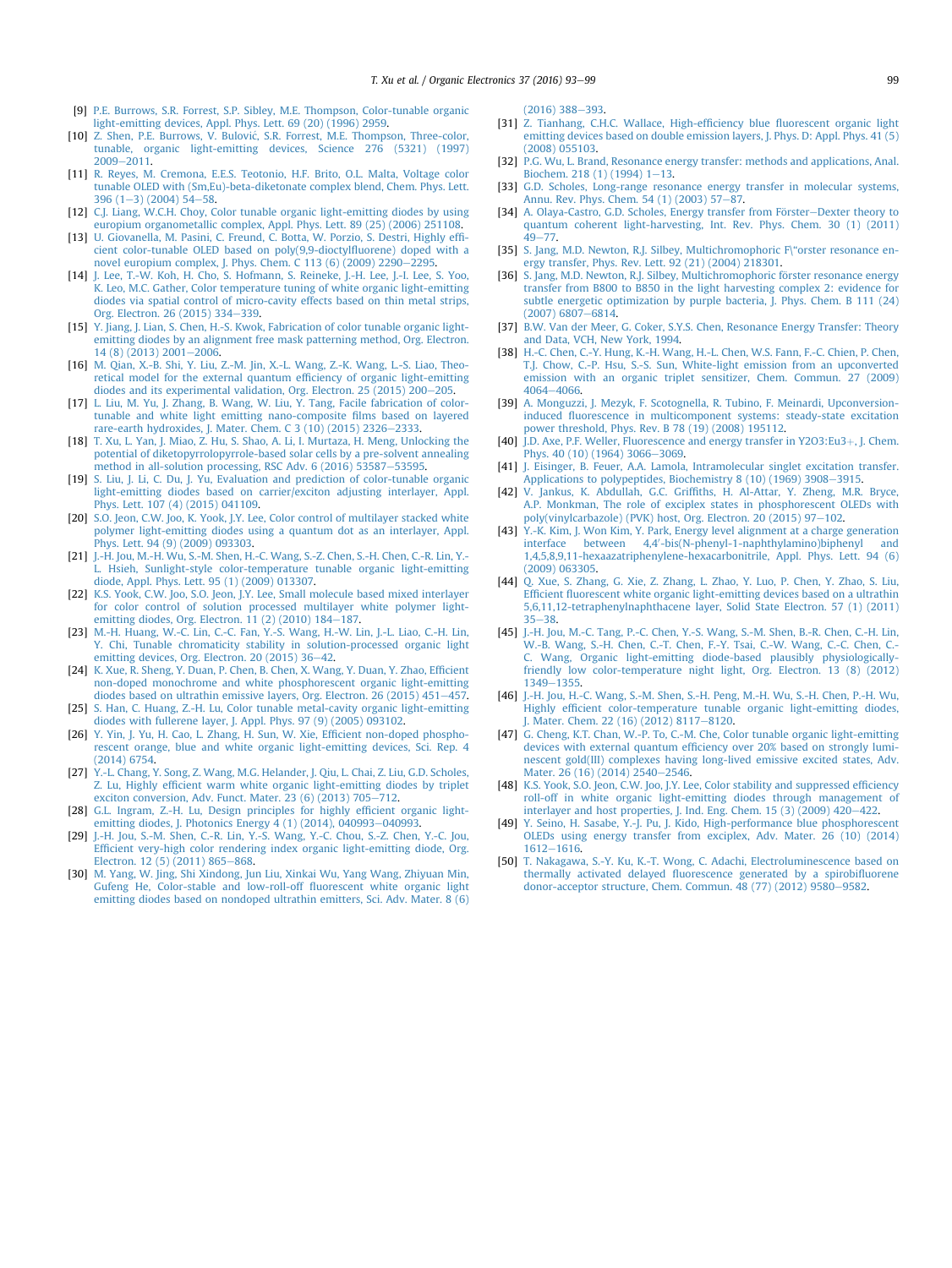[9] P.E. Burrows, S.R. Forrest, S.P. Sibley, M.E. Thompson, Color-tunable organic light-emitting devices, Appl. Phys. Lett. 69 (20) (1996) 2959.

[10] Z. Shen, P.E. Burrows, V. Bulović, S.R. Forrest, M.E. Thompson, Three-color, tunable, organic light-emitting devices, Science 276 (5321) (1997) 2009–2011.

[11] R. Reyes, M. Cremona, E.E.S. Teotonio, H.F. Brito, O.L. Malta, Voltage color tunable OLED with (Sm,Eu)-beta-diketonate complex blend, Chem. Phys. Lett. 396 (1–3) (2004) 54–58.

[12] C.J. Liang, W.C.H. Choy, Color tunable organic light-emitting diodes by using europium organometallic complex, Appl. Phys. Lett. 89 (25) (2006) 251108.

[13] U. Giovanella, M. Pasini, C. Freund, C. Botta, W. Porzio, S. Destri, Highly efficient color-tunable OLED based on poly(9,9-dioctylfluorene) doped with a novel europium complex, J. Phys. Chem. C 113 (6) (2009) 2290–2295.

[14] J. Lee, T.-W. Koh, H. Cho, S. Hofmann, S. Reineke, J.-H. Lee, J.-I. Lee, S. Yoo, K. Leo, M.C. Gather, Color temperature tuning of white organic light-emitting diodes via spatial control of micro-cavity effects based on thin metal strips, Org. Electron. 26 (2015) 334–339.

[15] Y. Jiang, J. Lian, S. Chen, H.-S. Kwok, Fabrication of color tunable organic light-emitting diodes by an alignment free mask patterning method, Org. Electron. 14 (8) (2013) 2001–2006.

[16] M. Qian, X.-B. Shi, Y. Liu, Z.-M. Jin, X.-L. Wang, Z.-K. Wang, L.-S. Liao, Theoretical model for the external quantum efficiency of organic light-emitting diodes and its experimental validation, Org. Electron. 25 (2015) 200–205.

[17] L. Liu, M. Yu, J. Zhang, B. Wang, W. Liu, Y. Tang, Facile fabrication of color-tunable and white light emitting nano-composite films based on layered rare-earth hydroxides, J. Mater. Chem. C 3 (10) (2015) 2326–2333.

[18] T. Xu, L. Yan, J. Miao, Z. Hu, S. Shao, A. Li, I. Murtaza, H. Meng, Unlocking the potential of diketopyrrolopyrrole-based solar cells by a pre-solvent annealing method in all-solution processing, RSC Adv. 6 (2016) 53587–53595.

[19] S. Liu, J. Li, C. Du, J. Yu, Evaluation and prediction of color-tunable organic light-emitting diodes based on carrier/exciton adjusting interlayer, Appl. Phys. Lett. 107 (4) (2015) 041109.

[20] S.O. Jeon, C.W. Joo, K. Yook, J.Y. Lee, Color control of multilayer stacked white polymer light-emitting diodes using a quantum dot as an interlayer, Appl. Phys. Lett. 94 (9) (2009) 093303.

[21] J.-H. Jou, M.-H. Wu, S.-M. Shen, H.-C. Wang, S.-Z. Chen, S.-H. Chen, C.-R. Lin, Y.-L. Hsieh, Sunlight-style color-temperature tunable organic light-emitting diode, Appl. Phys. Lett. 95 (1) (2009) 013307.

[22] K.S. Yook, C.W. Joo, S.O. Jeon, J.Y. Lee, Small molecule based mixed interlayer for color control of solution processed multilayer white polymer light-emitting diodes, Org. Electron. 11 (2) (2010) 184–187.

[23] M.-H. Huang, W.-C. Lin, C.-C. Fan, Y.-S. Wang, H.-W. Lin, J.-L. Liao, C.-H. Lin, Y. Chi, Tunable chromaticity stability in solution-processed organic light emitting devices, Org. Electron. 20 (2015) 36–42.

[24] K. Xue, R. Sheng, Y. Duan, P. Chen, B. Chen, X. Wang, Y. Duan, Y. Zhao, Efficient non-doped monochrome and white phosphorescent organic light-emitting diodes based on ultrathin emissive layers, Org. Electron. 26 (2015) 451–457.

[25] S. Han, C. Huang, Z.-H. Lu, Color tunable metal-cavity organic light-emitting diodes with fullerene layer, J. Appl. Phys. 97 (9) (2005) 093102.

[26] Y. Yin, J. Yu, H. Cao, L. Zhang, H. Sun, W. Xie, Efficient non-doped phosphorescent orange, blue and white organic light-emitting devices, Sci. Rep. 4 (2014) 6754.

[27] Y.-L. Chang, Y. Song, Z. Wang, M.G. Helander, J. Qiu, L. Chai, Z. Liu, G.D. Scholes, Z. Lu, Highly efficient warm white organic light-emitting diodes by triplet exciton conversion, Adv. Funct. Mater. 23 (6) (2013) 705–712.

[28] G.L. Ingram, Z.-H. Lu, Design principles for highly efficient organic light-emitting diodes, J. Photonics Energy 4 (1) (2014), 040993–040993.

[29] J.-H. Jou, S.-M. Shen, C.-R. Lin, Y.-S. Wang, Y.-C. Chou, S.-Z. Chen, Y.-C. Jou, Efficient very-high color rendering index organic light-emitting diode, Org. Electron. 12 (5) (2011) 865–868.

[30] M. Yang, W. Jing, Shi Xindong, Jun Liu, Xinkai Wu, Yang Wang, Zhiyuan Min, Gufeng He, Color-stable and low-roll-off fluorescent white organic light emitting diodes based on nondoped ultrathin emitters, Sci. Adv. Mater. 8 (6) (2016) 388–393.

[31] Z. Tianhang, C.H.C. Wallace, High-efficiency blue fluorescent organic light emitting devices based on double emission layers, J. Phys. D: Appl. Phys. 41 (5) (2008) 055103.

[32] P.G. Wu, L. Brand, Resonance energy transfer: methods and applications, Anal. Biochem. 218 (1) (1994) 1–13.

[33] G.D. Scholes, Long-range resonance energy transfer in molecular systems, Annu. Rev. Phys. Chem. 54 (1) (2003) 57–87.

[34] A. Olaya-Castro, G.D. Scholes, Energy transfer from Förster–Dexter theory to quantum coherent light-harvesting, Int. Rev. Phys. Chem. 30 (1) (2011) 49–77.

[35] S. Jang, M.D. Newton, R.J. Silbey, Multichromophoric F\"orster resonance energy transfer, Phys. Rev. Lett. 92 (21) (2004) 218301.

[36] S. Jang, M.D. Newton, R.J. Silbey, Multichromophoric förster resonance energy transfer from B800 to B850 in the light harvesting complex 2: evidence for subtle energetic optimization by purple bacteria, J. Phys. Chem. B 111 (24) (2007) 6807–6814.

[37] B.W. Van der Meer, G. Coker, S.Y.S. Chen, Resonance Energy Transfer: Theory and Data, VCH, New York, 1994.

[38] H.-C. Chen, C.-Y. Hung, K.-H. Wang, H.-L. Chen, W.S. Fann, F.-C. Chien, P. Chen, T.J. Chow, C.-P. Hsu, S.-S. Sun, White-light emission from an upconverted emission with an organic triplet sensitizer, Chem. Commun. 27 (2009) 4064–4066.

[39] A. Monguzzi, J. Mezyk, F. Scotognella, R. Tubino, F. Meinardi, Upconversion-induced fluorescence in multicomponent systems: steady-state excitation power threshold, Phys. Rev. B 78 (19) (2008) 195112.

[40] J.D. Axe, P.F. Weller, Fluorescence and energy transfer in Y2O3:Eu3+, J. Chem. Phys. 40 (10) (1964) 3066–3069.

[41] J. Eisinger, B. Feuer, A.A. Lamola, Intramolecular singlet excitation transfer. Applications to polypeptides, Biochemistry 8 (10) (1969) 3908–3915.

[42] V. Jankus, K. Abdullah, G.C. Griffiths, H. Al-Attar, Y. Zheng, M.R. Bryce, A.P. Monkman, The role of exciplex states in phosphorescent OLEDs with poly(vinylcarbazole) (PVK) host, Org. Electron. 20 (2015) 97–102.

[43] Y.-K. Kim, J. Won Kim, Y. Park, Energy level alignment at a charge generation interface between 4,4′-bis(N-phenyl-1-naphthylamino)biphenyl and 1,4,5,8,9,11-hexaazatriphenylene-hexacarbonitrile, Appl. Phys. Lett. 94 (6) (2009) 063305.

[44] Q. Xue, S. Zhang, G. Xie, Z. Zhang, L. Zhao, Y. Luo, P. Chen, Y. Zhao, S. Liu, Efficient fluorescent white organic light-emitting devices based on a ultrathin 5,6,11,12-tetraphenylnaphthacene layer, Solid State Electron. 57 (1) (2011) 35–38.

[45] J.-H. Jou, M.-C. Tang, P.-C. Chen, Y.-S. Wang, S.-M. Shen, B.-R. Chen, C.-H. Lin, W.-B. Wang, S.-H. Chen, C.-T. Chen, F.-Y. Tsai, C.-W. Wang, C.-C. Chen, C.-C. Wang, Organic light-emitting diode-based plausibly physiologically-friendly low color-temperature night light, Org. Electron. 13 (8) (2012) 1349–1355.

[46] J.-H. Jou, H.-C. Wang, S.-M. Shen, S.-H. Peng, M.-H. Wu, S.-H. Chen, P.-H. Wu, Highly efficient color-temperature tunable organic light-emitting diodes, J. Mater. Chem. 22 (16) (2012) 8117–8120.

[47] G. Cheng, K.T. Chan, W.-P. To, C.-M. Che, Color tunable organic light-emitting devices with external quantum efficiency over 20% based on strongly luminescent gold(III) complexes having long-lived emissive excited states, Adv. Mater. 26 (16) (2014) 2540–2546.

[48] K.S. Yook, S.O. Jeon, C.W. Joo, J.Y. Lee, Color stability and suppressed efficiency roll-off in white organic light-emitting diodes through management of interlayer and host properties, J. Ind. Eng. Chem. 15 (3) (2009) 420–422.

[49] Y. Seino, H. Sasabe, Y.-J. Pu, J. Kido, High-performance blue phosphorescent OLEDs using energy transfer from exciplex, Adv. Mater. 26 (10) (2014) 1612–1616.

[50] T. Nakagawa, S.-Y. Ku, K.-T. Wong, C. Adachi, Electroluminescence based on thermally activated delayed fluorescence generated by a spirobifluorene donor-acceptor structure, Chem. Commun. 48 (77) (2012) 9580–9582.